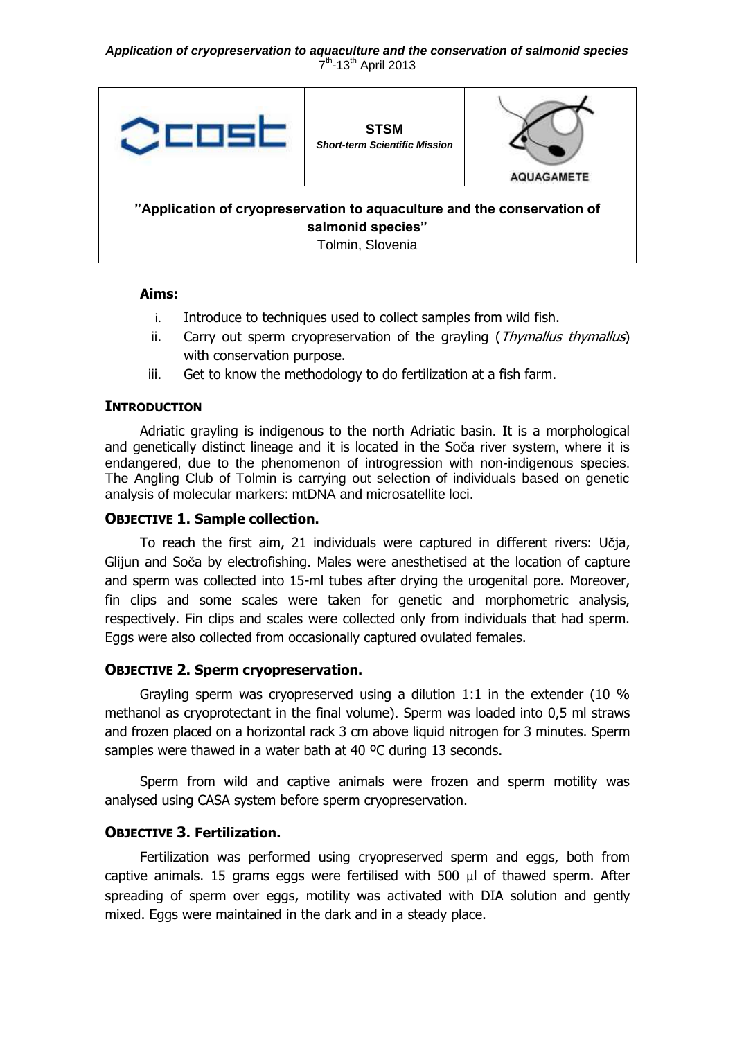**STSM**

*Short-term Scientific Mission*

AQUAGAMETE

**"Application of cryopreservation to aquaculture and the conservation of salmonid species"**

Tolmin, Slovenia

**Aims:**

i. Introduce to techniques used to collect samples from wild fish.
ii. Carry out sperm cryopreservation of the grayling (*Thymallus thymallus*) with conservation purpose.
iii. Get to know the methodology to do fertilization at a fish farm.

## INTRODUCTION

Adriatic grayling is indigenous to the north Adriatic basin. It is a morphological and genetically distinct lineage and it is located in the Soča river system, where it is endangered, due to the phenomenon of introgression with non-indigenous species. The Angling Club of Tolmin is carrying out selection of individuals based on genetic analysis of molecular markers: mtDNA and microsatellite loci.

## OBJECTIVE 1. Sample collection.

To reach the first aim, 21 individuals were captured in different rivers: Učja, Glijun and Soča by electrofishing. Males were anesthetised at the location of capture and sperm was collected into 15-ml tubes after drying the urogenital pore. Moreover, fin clips and some scales were taken for genetic and morphometric analysis, respectively. Fin clips and scales were collected only from individuals that had sperm. Eggs were also collected from occasionally captured ovulated females.

## OBJECTIVE 2. Sperm cryopreservation.

Grayling sperm was cryopreserved using a dilution 1:1 in the extender (10 % methanol as cryoprotectant in the final volume). Sperm was loaded into 0,5 ml straws and frozen placed on a horizontal rack 3 cm above liquid nitrogen for 3 minutes. Sperm samples were thawed in a water bath at 40 ºC during 13 seconds.

Sperm from wild and captive animals were frozen and sperm motility was analysed using CASA system before sperm cryopreservation.

## OBJECTIVE 3. Fertilization.

Fertilization was performed using cryopreserved sperm and eggs, both from captive animals. 15 grams eggs were fertilised with 500 $\mu$l of thawed sperm. After spreading of sperm over eggs, motility was activated with DIA solution and gently mixed. Eggs were maintained in the dark and in a steady place.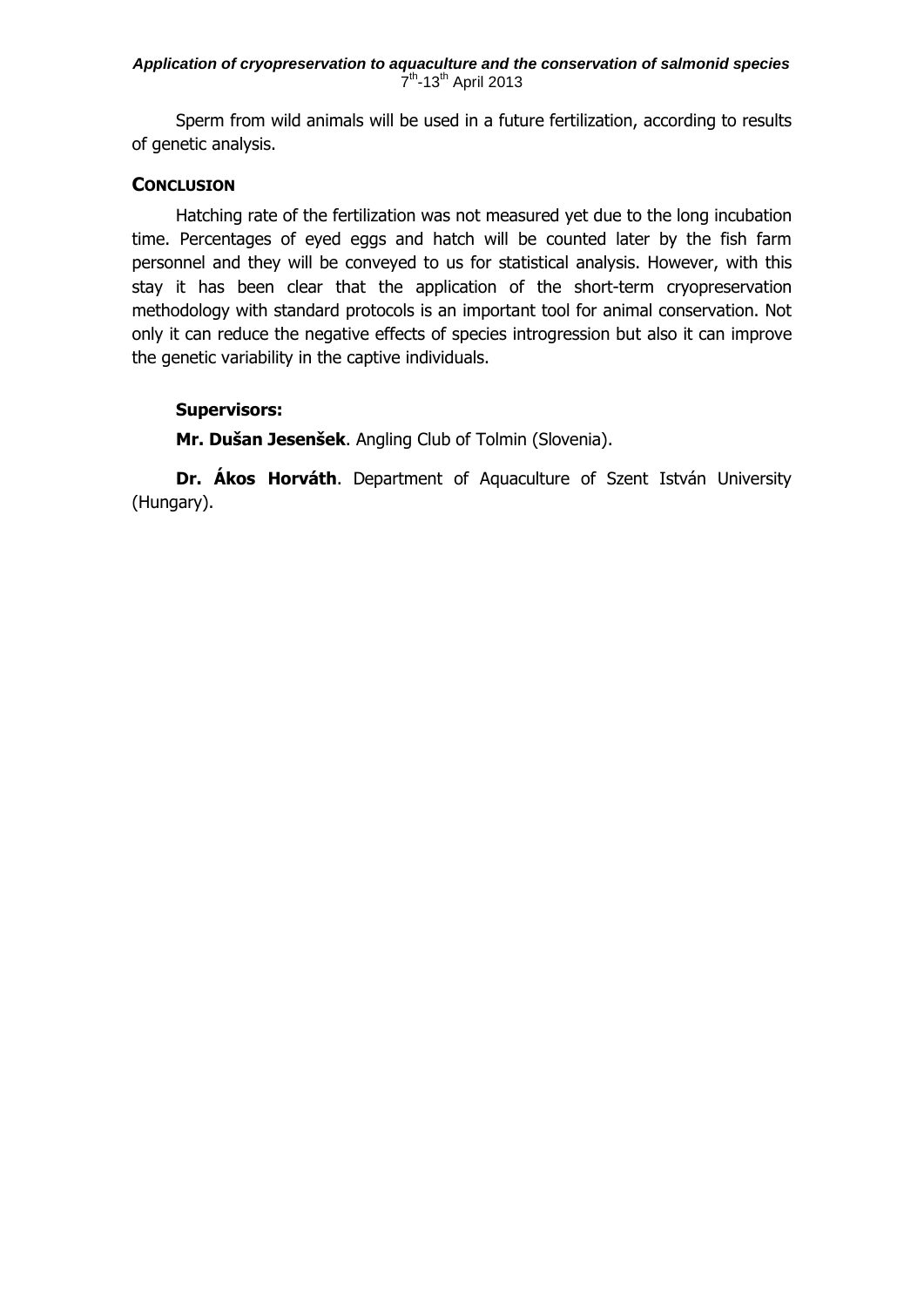Sperm from wild animals will be used in a future fertilization, according to results of genetic analysis.

## Conclusion

Hatching rate of the fertilization was not measured yet due to the long incubation time. Percentages of eyed eggs and hatch will be counted later by the fish farm personnel and they will be conveyed to us for statistical analysis. However, with this stay it has been clear that the application of the short-term cryopreservation methodology with standard protocols is an important tool for animal conservation. Not only it can reduce the negative effects of species introgression but also it can improve the genetic variability in the captive individuals.

**Supervisors:**

**Mr. Dušan Jesenšek**. Angling Club of Tolmin (Slovenia).

**Dr. Ákos Horváth**. Department of Aquaculture of Szent István University (Hungary).